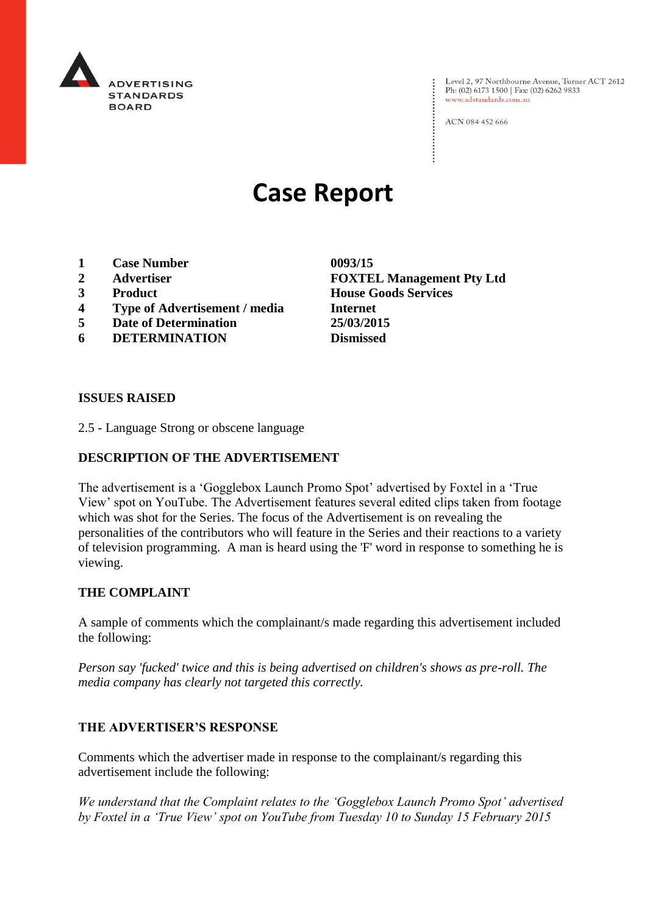ADVERTISING STANDARDS BOARD

Level 2, 97 Northbourne Avenue, Turner ACT 2612
Ph: (02) 6173 1500 | Fax: (02) 6262 9833
www.adstandards.com.au

ACN 084 452 666

# Case Report

| | | |
|---|---|---|
| **1** | **Case Number** | **0093/15** |
| **2** | **Advertiser** | **FOXTEL Management Pty Ltd** |
| **3** | **Product** | **House Goods Services** |
| **4** | **Type of Advertisement / media** | **Internet** |
| **5** | **Date of Determination** | **25/03/2015** |
| **6** | **DETERMINATION** | **Dismissed** |

## ISSUES RAISED

2.5 - Language Strong or obscene language

## DESCRIPTION OF THE ADVERTISEMENT

The advertisement is a 'Gogglebox Launch Promo Spot' advertised by Foxtel in a 'True View' spot on YouTube. The Advertisement features several edited clips taken from footage which was shot for the Series. The focus of the Advertisement is on revealing the personalities of the contributors who will feature in the Series and their reactions to a variety of television programming. A man is heard using the 'F' word in response to something he is viewing.

## THE COMPLAINT

A sample of comments which the complainant/s made regarding this advertisement included the following:

*Person say 'fucked' twice and this is being advertised on children's shows as pre-roll. The media company has clearly not targeted this correctly.*

## THE ADVERTISER'S RESPONSE

Comments which the advertiser made in response to the complainant/s regarding this advertisement include the following:

*We understand that the Complaint relates to the 'Gogglebox Launch Promo Spot' advertised by Foxtel in a 'True View' spot on YouTube from Tuesday 10 to Sunday 15 February 2015*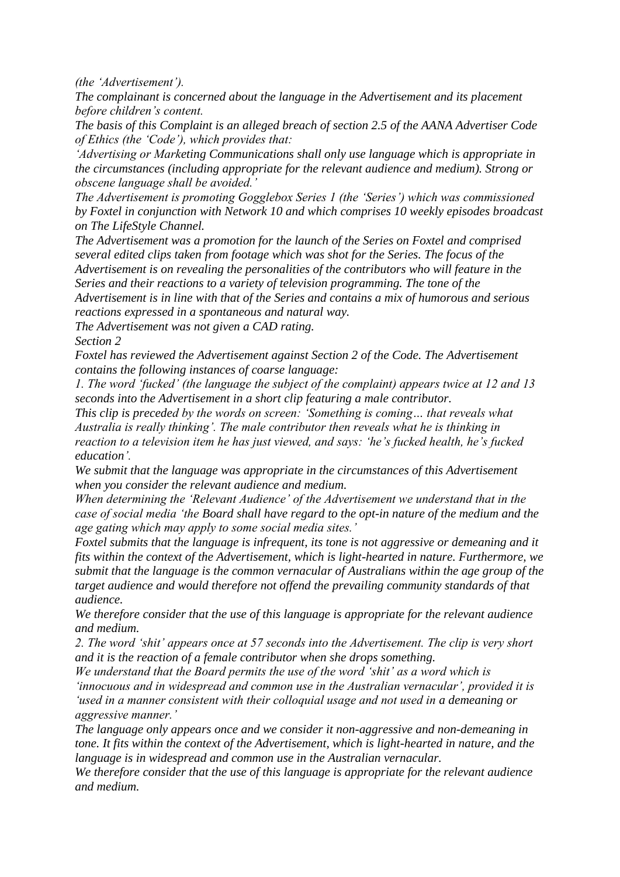*(the 'Advertisement').*

*The complainant is concerned about the language in the Advertisement and its placement before children's content.*

*The basis of this Complaint is an alleged breach of section 2.5 of the AANA Advertiser Code of Ethics (the 'Code'), which provides that:*

*'Advertising or Marketing Communications shall only use language which is appropriate in the circumstances (including appropriate for the relevant audience and medium). Strong or obscene language shall be avoided.'*

*The Advertisement is promoting Gogglebox Series 1 (the 'Series') which was commissioned by Foxtel in conjunction with Network 10 and which comprises 10 weekly episodes broadcast on The LifeStyle Channel.*

*The Advertisement was a promotion for the launch of the Series on Foxtel and comprised several edited clips taken from footage which was shot for the Series. The focus of the Advertisement is on revealing the personalities of the contributors who will feature in the Series and their reactions to a variety of television programming. The tone of the Advertisement is in line with that of the Series and contains a mix of humorous and serious reactions expressed in a spontaneous and natural way.*

*The Advertisement was not given a CAD rating.*

*Section 2*

*Foxtel has reviewed the Advertisement against Section 2 of the Code. The Advertisement contains the following instances of coarse language:*

*1. The word 'fucked' (the language the subject of the complaint) appears twice at 12 and 13 seconds into the Advertisement in a short clip featuring a male contributor.*

*This clip is preceded by the words on screen: 'Something is coming… that reveals what Australia is really thinking'. The male contributor then reveals what he is thinking in reaction to a television item he has just viewed, and says: 'he's fucked health, he's fucked education'.*

*We submit that the language was appropriate in the circumstances of this Advertisement when you consider the relevant audience and medium.*

*When determining the 'Relevant Audience' of the Advertisement we understand that in the case of social media 'the Board shall have regard to the opt-in nature of the medium and the age gating which may apply to some social media sites.'*

*Foxtel submits that the language is infrequent, its tone is not aggressive or demeaning and it fits within the context of the Advertisement, which is light-hearted in nature. Furthermore, we submit that the language is the common vernacular of Australians within the age group of the target audience and would therefore not offend the prevailing community standards of that audience.*

*We therefore consider that the use of this language is appropriate for the relevant audience and medium.*

*2. The word 'shit' appears once at 57 seconds into the Advertisement. The clip is very short and it is the reaction of a female contributor when she drops something.*

*We understand that the Board permits the use of the word 'shit' as a word which is 'innocuous and in widespread and common use in the Australian vernacular', provided it is 'used in a manner consistent with their colloquial usage and not used in a demeaning or aggressive manner.'*

*The language only appears once and we consider it non-aggressive and non-demeaning in tone. It fits within the context of the Advertisement, which is light-hearted in nature, and the language is in widespread and common use in the Australian vernacular.*

*We therefore consider that the use of this language is appropriate for the relevant audience and medium.*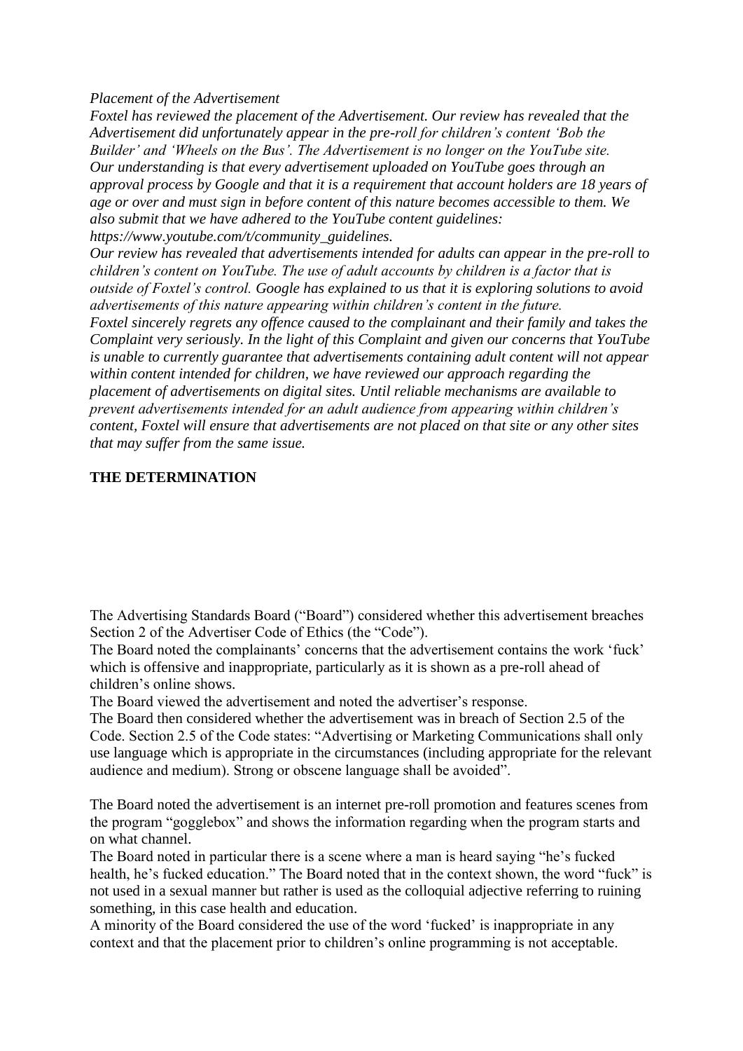*Placement of the Advertisement*

*Foxtel has reviewed the placement of the Advertisement. Our review has revealed that the Advertisement did unfortunately appear in the pre-roll for children's content 'Bob the Builder' and 'Wheels on the Bus'. The Advertisement is no longer on the YouTube site. Our understanding is that every advertisement uploaded on YouTube goes through an approval process by Google and that it is a requirement that account holders are 18 years of age or over and must sign in before content of this nature becomes accessible to them. We also submit that we have adhered to the YouTube content guidelines: https://www.youtube.com/t/community_guidelines.*

*Our review has revealed that advertisements intended for adults can appear in the pre-roll to children's content on YouTube. The use of adult accounts by children is a factor that is outside of Foxtel's control. Google has explained to us that it is exploring solutions to avoid advertisements of this nature appearing within children's content in the future.*

*Foxtel sincerely regrets any offence caused to the complainant and their family and takes the Complaint very seriously. In the light of this Complaint and given our concerns that YouTube is unable to currently guarantee that advertisements containing adult content will not appear within content intended for children, we have reviewed our approach regarding the placement of advertisements on digital sites. Until reliable mechanisms are available to prevent advertisements intended for an adult audience from appearing within children's content, Foxtel will ensure that advertisements are not placed on that site or any other sites that may suffer from the same issue.*

**THE DETERMINATION**

The Advertising Standards Board ("Board") considered whether this advertisement breaches Section 2 of the Advertiser Code of Ethics (the "Code").

The Board noted the complainants' concerns that the advertisement contains the work 'fuck' which is offensive and inappropriate, particularly as it is shown as a pre-roll ahead of children's online shows.

The Board viewed the advertisement and noted the advertiser's response.

The Board then considered whether the advertisement was in breach of Section 2.5 of the Code. Section 2.5 of the Code states: "Advertising or Marketing Communications shall only use language which is appropriate in the circumstances (including appropriate for the relevant audience and medium). Strong or obscene language shall be avoided".

The Board noted the advertisement is an internet pre-roll promotion and features scenes from the program "gogglebox" and shows the information regarding when the program starts and on what channel.

The Board noted in particular there is a scene where a man is heard saying "he's fucked health, he's fucked education." The Board noted that in the context shown, the word "fuck" is not used in a sexual manner but rather is used as the colloquial adjective referring to ruining something, in this case health and education.

A minority of the Board considered the use of the word 'fucked' is inappropriate in any context and that the placement prior to children's online programming is not acceptable.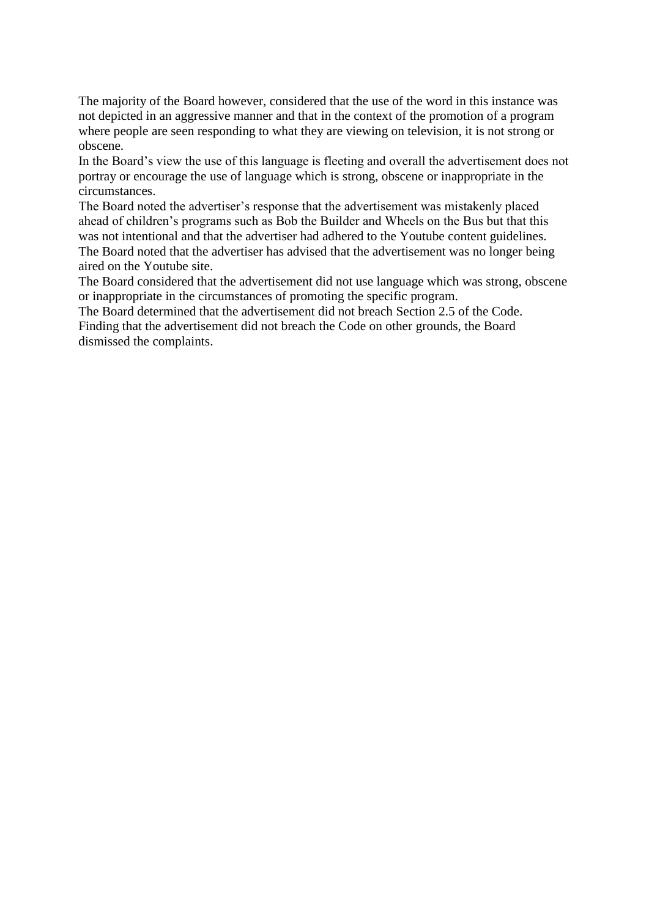The majority of the Board however, considered that the use of the word in this instance was not depicted in an aggressive manner and that in the context of the promotion of a program where people are seen responding to what they are viewing on television, it is not strong or obscene.

In the Board's view the use of this language is fleeting and overall the advertisement does not portray or encourage the use of language which is strong, obscene or inappropriate in the circumstances.

The Board noted the advertiser's response that the advertisement was mistakenly placed ahead of children's programs such as Bob the Builder and Wheels on the Bus but that this was not intentional and that the advertiser had adhered to the Youtube content guidelines.

The Board noted that the advertiser has advised that the advertisement was no longer being aired on the Youtube site.

The Board considered that the advertisement did not use language which was strong, obscene or inappropriate in the circumstances of promoting the specific program.

The Board determined that the advertisement did not breach Section 2.5 of the Code.

Finding that the advertisement did not breach the Code on other grounds, the Board dismissed the complaints.